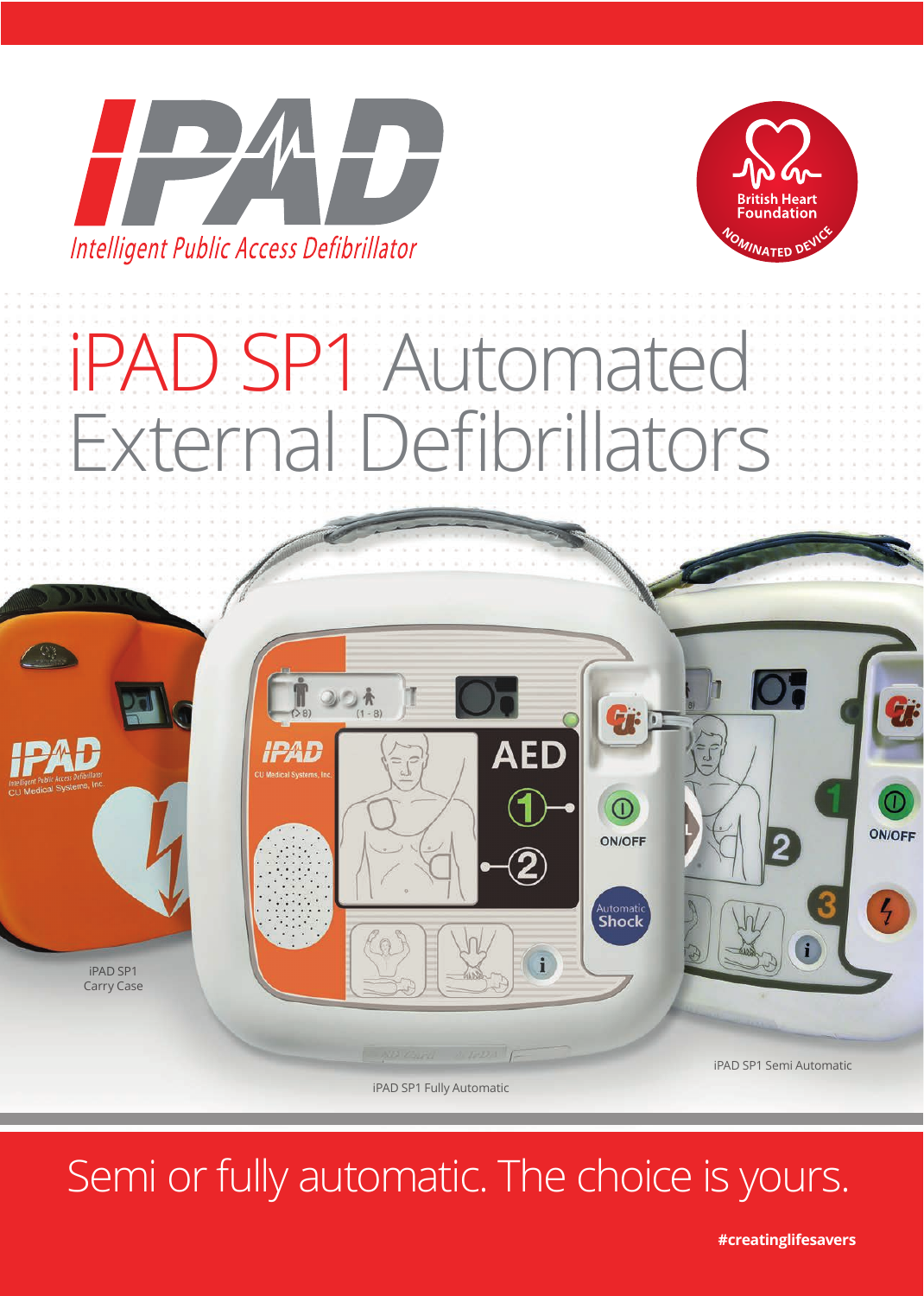# iPAD

*Intelligent Public Access Defibrillator*

British Heart Foundation NOMINATED DEVICE

# iPAD SP1 Automated External Defibrillators

iPAD SP1 Carry Case

iPAD SP1 Fully Automatic

iPAD SP1 Semi Automatic

## Semi or fully automatic. The choice is yours.

**#creatinglifesavers**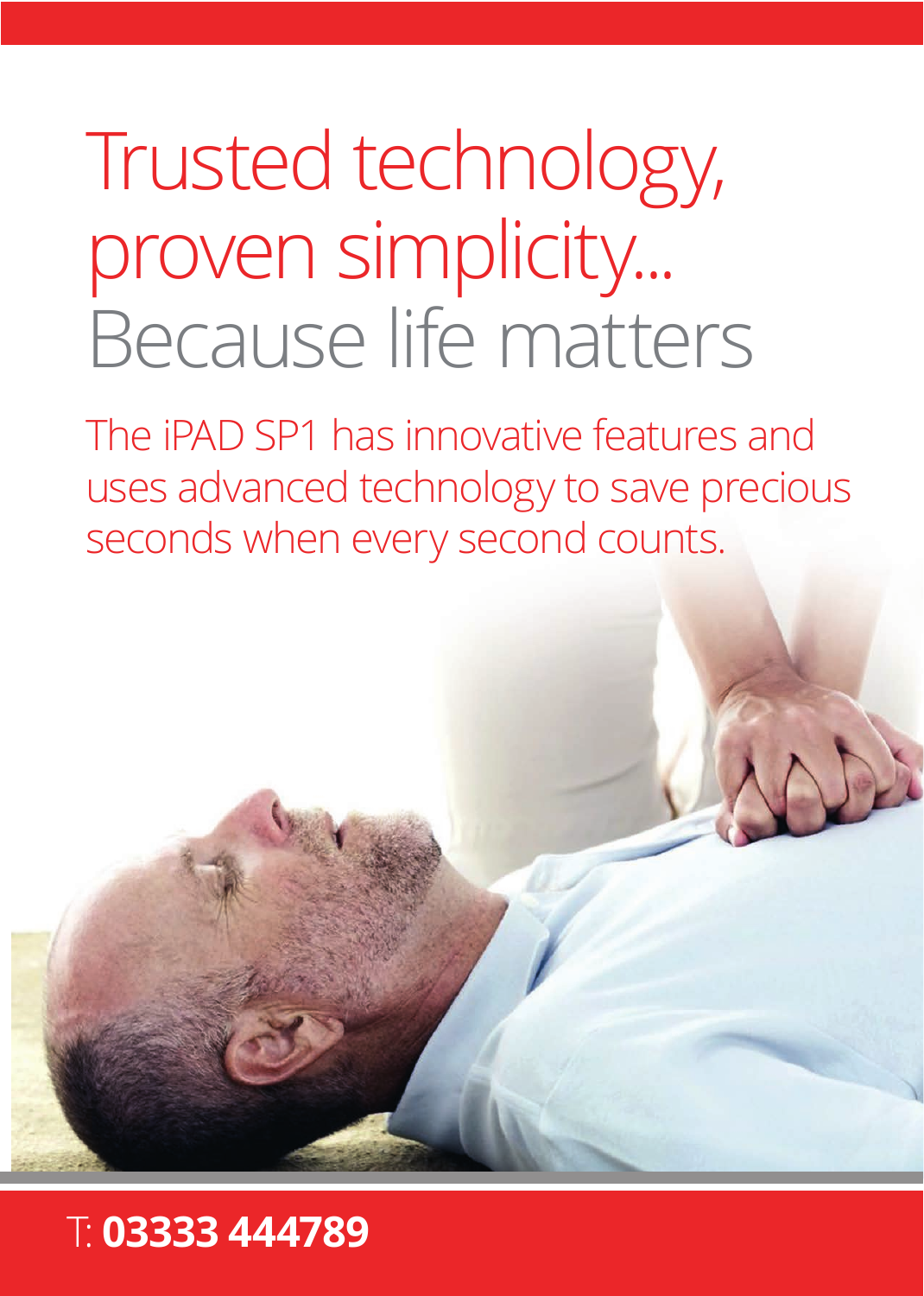# Trusted technology, proven simplicity... Because life matters

The iPAD SP1 has innovative features and uses advanced technology to save precious seconds when every second counts.

T: **03333 444789**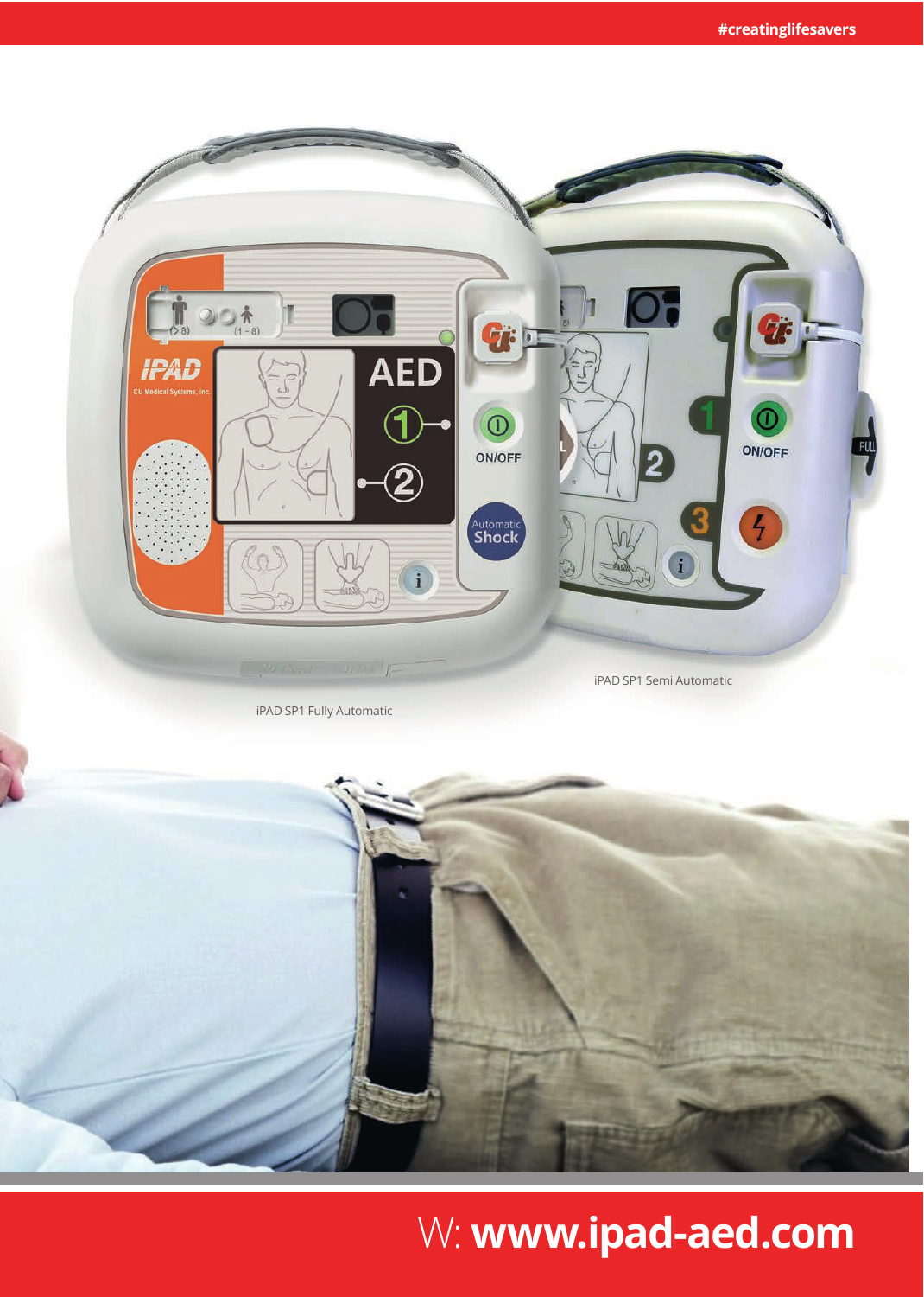iPAD SP1 Fully Automatic

iPAD SP1 Semi Automatic

W: **www.ipad-aed.com**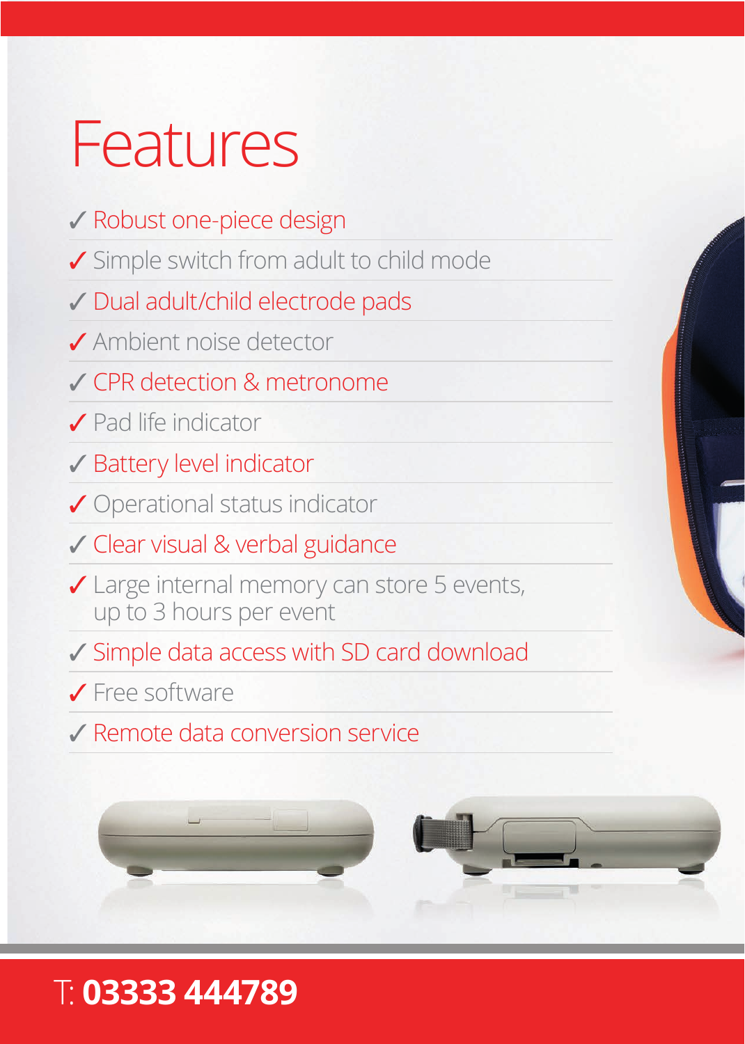# Features

- ✓ Robust one-piece design
- ✓ Simple switch from adult to child mode
- ✓ Dual adult/child electrode pads
- ✓ Ambient noise detector
- ✓ CPR detection & metronome
- ✓ Pad life indicator
- ✓ Battery level indicator
- ✓ Operational status indicator
- ✓ Clear visual & verbal guidance
- ✓ Large internal memory can store 5 events, up to 3 hours per event
- ✓ Simple data access with SD card download
- ✓ Free software
- ✓ Remote data conversion service

T: **03333 444789**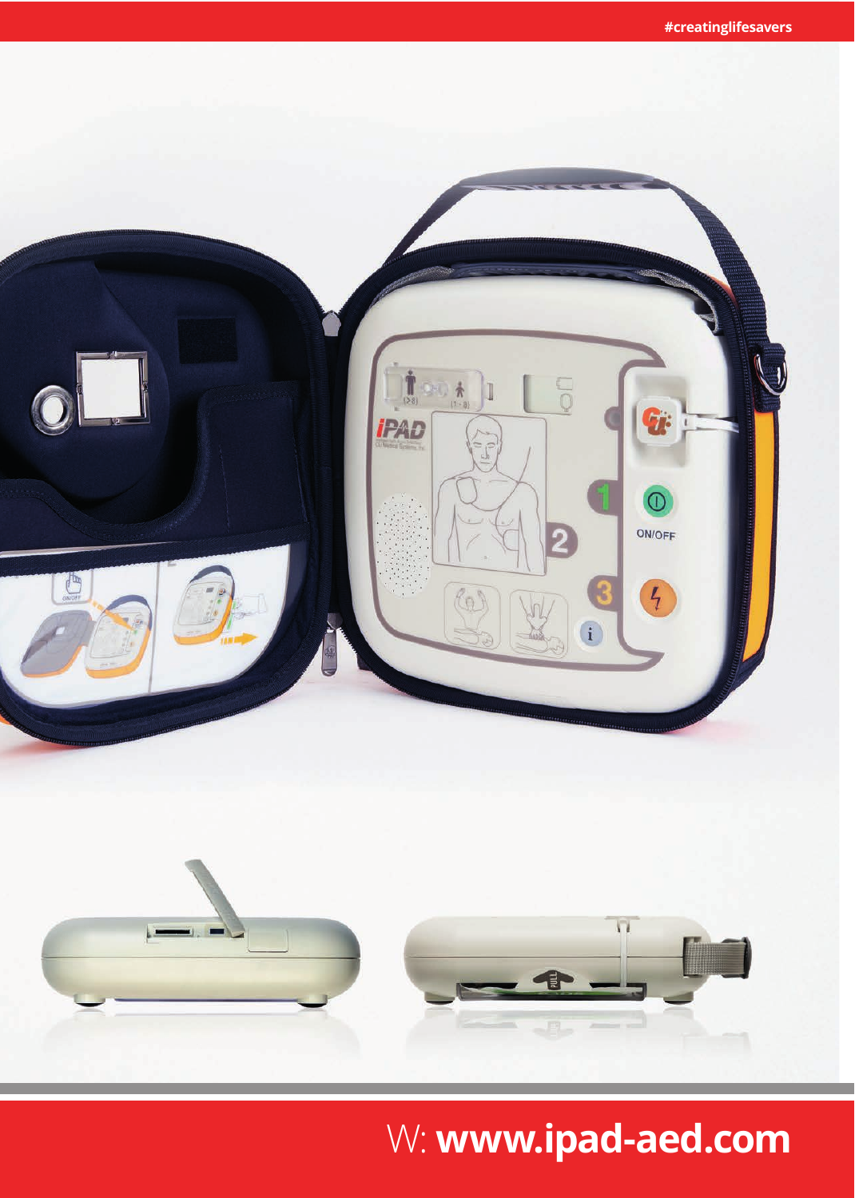#creatinglifesavers

W: **www.ipad-aed.com**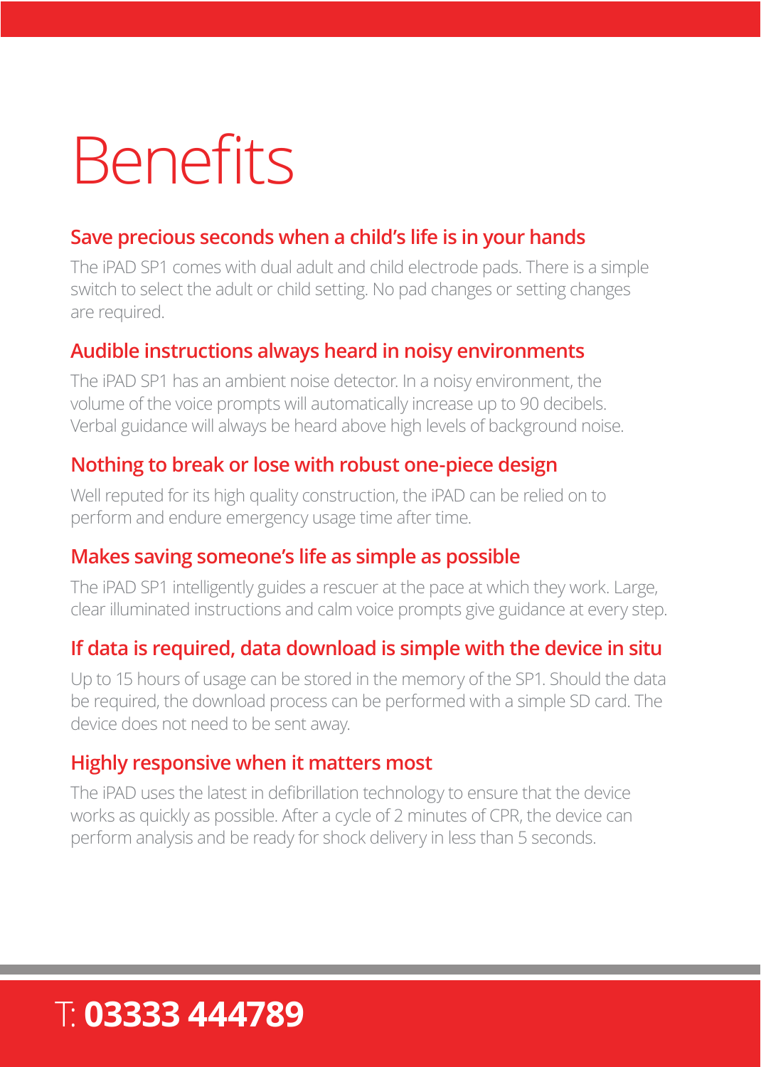# Benefits

## Save precious seconds when a child's life is in your hands

The iPAD SP1 comes with dual adult and child electrode pads. There is a simple switch to select the adult or child setting. No pad changes or setting changes are required.

## Audible instructions always heard in noisy environments

The iPAD SP1 has an ambient noise detector. In a noisy environment, the volume of the voice prompts will automatically increase up to 90 decibels. Verbal guidance will always be heard above high levels of background noise.

## Nothing to break or lose with robust one-piece design

Well reputed for its high quality construction, the iPAD can be relied on to perform and endure emergency usage time after time.

## Makes saving someone's life as simple as possible

The iPAD SP1 intelligently guides a rescuer at the pace at which they work. Large, clear illuminated instructions and calm voice prompts give guidance at every step.

## If data is required, data download is simple with the device in situ

Up to 15 hours of usage can be stored in the memory of the SP1. Should the data be required, the download process can be performed with a simple SD card. The device does not need to be sent away.

## Highly responsive when it matters most

The iPAD uses the latest in defibrillation technology to ensure that the device works as quickly as possible. After a cycle of 2 minutes of CPR, the device can perform analysis and be ready for shock delivery in less than 5 seconds.

T: **03333 444789**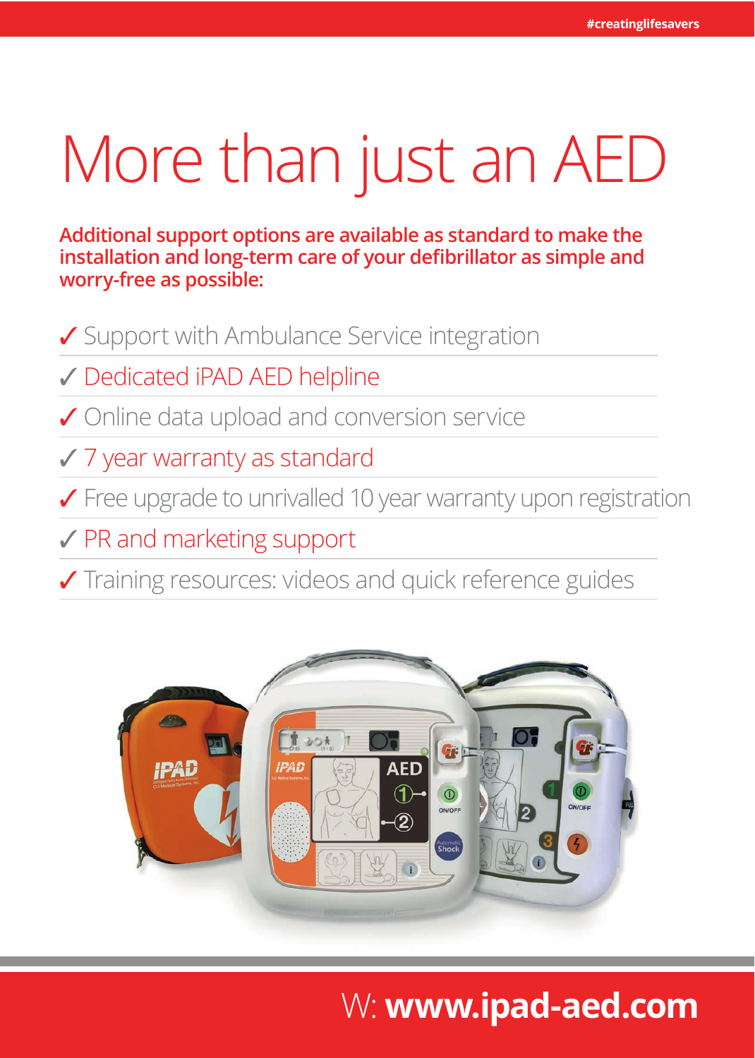# More than just an AED

**Additional support options are available as standard to make the installation and long-term care of your defibrillator as simple and worry-free as possible:**

- ✓ Support with Ambulance Service integration
- ✓ Dedicated iPAD AED helpline
- ✓ Online data upload and conversion service
- ✓ 7 year warranty as standard
- ✓ Free upgrade to unrivalled 10 year warranty upon registration
- ✓ PR and marketing support
- ✓ Training resources: videos and quick reference guides

W: **www.ipad-aed.com**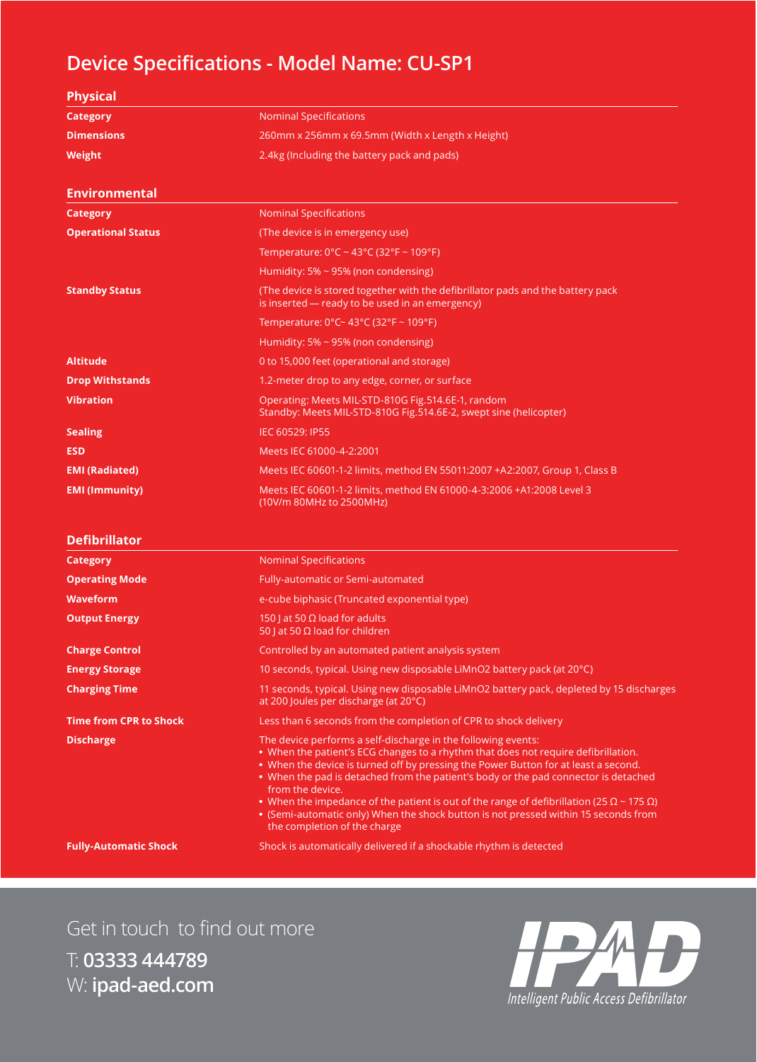# Device Specifications - Model Name: CU-SP1

## Physical

| Category | Nominal Specifications |
|---|---|
| **Dimensions** | 260mm x 256mm x 69.5mm (Width x Length x Height) |
| **Weight** | 2.4kg (Including the battery pack and pads) |

## Environmental

| Category | Nominal Specifications |
|---|---|
| **Operational Status** | (The device is in emergency use) |
| | Temperature: 0°C ~ 43°C (32°F ~ 109°F) |
| | Humidity: 5% ~ 95% (non condensing) |
| **Standby Status** | (The device is stored together with the defibrillator pads and the battery pack is inserted — ready to be used in an emergency) |
| | Temperature: 0°C~ 43°C (32°F ~ 109°F) |
| | Humidity: 5% ~ 95% (non condensing) |
| **Altitude** | 0 to 15,000 feet (operational and storage) |
| **Drop Withstands** | 1.2-meter drop to any edge, corner, or surface |
| **Vibration** | Operating: Meets MIL-STD-810G Fig.514.6E-1, random<br>Standby: Meets MIL-STD-810G Fig.514.6E-2, swept sine (helicopter) |
| **Sealing** | IEC 60529: IP55 |
| **ESD** | Meets IEC 61000-4-2:2001 |
| **EMI (Radiated)** | Meets IEC 60601-1-2 limits, method EN 55011:2007 +A2:2007, Group 1, Class B |
| **EMI (Immunity)** | Meets IEC 60601-1-2 limits, method EN 61000-4-3:2006 +A1:2008 Level 3 (10V/m 80MHz to 2500MHz) |

## Defibrillator

| Category | Nominal Specifications |
|---|---|
| **Operating Mode** | Fully-automatic or Semi-automated |
| **Waveform** | e-cube biphasic (Truncated exponential type) |
| **Output Energy** | 150 J at 50 Ω load for adults<br>50 J at 50 Ω load for children |
| **Charge Control** | Controlled by an automated patient analysis system |
| **Energy Storage** | 10 seconds, typical. Using new disposable LiMnO2 battery pack (at 20°C) |
| **Charging Time** | 11 seconds, typical. Using new disposable LiMnO2 battery pack, depleted by 15 discharges at 200 Joules per discharge (at 20°C) |
| **Time from CPR to Shock** | Less than 6 seconds from the completion of CPR to shock delivery |
| **Discharge** | The device performs a self-discharge in the following events:<br>• When the patient's ECG changes to a rhythm that does not require defibrillation.<br>• When the device is turned off by pressing the Power Button for at least a second.<br>• When the pad is detached from the patient's body or the pad connector is detached from the device.<br>• When the impedance of the patient is out of the range of defibrillation (25 Ω ~ 175 Ω)<br>• (Semi-automatic only) When the shock button is not pressed within 15 seconds from the completion of the charge |
| **Fully-Automatic Shock** | Shock is automatically delivered if a shockable rhythm is detected |

Get in touch to find out more

T: **03333 444789**
W: **ipad-aed.com**

IPAD
Intelligent Public Access Defibrillator